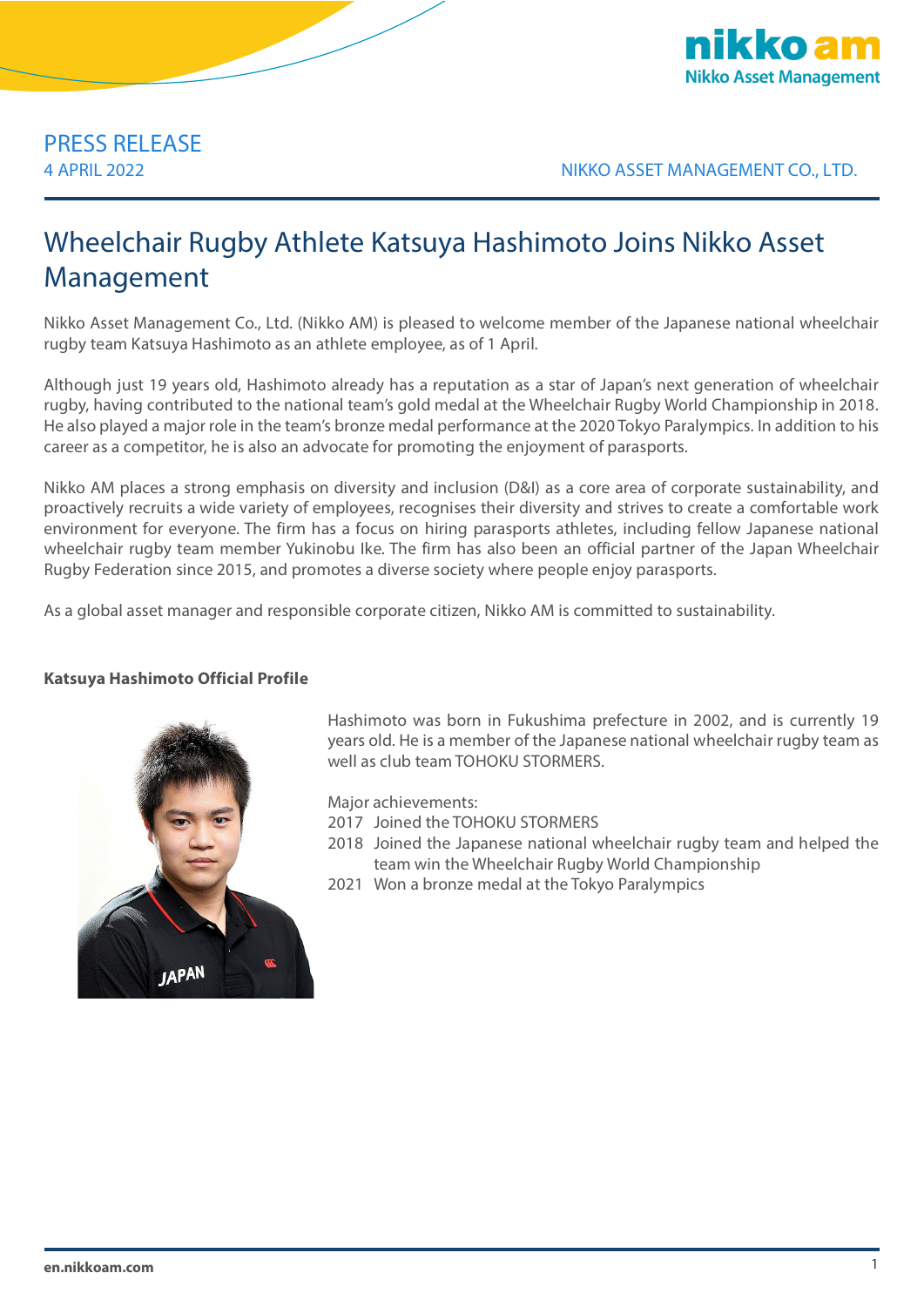PRESS RELEASE
4 APRIL 2022

NIKKO ASSET MANAGEMENT CO., LTD.

# Wheelchair Rugby Athlete Katsuya Hashimoto Joins Nikko Asset Management

Nikko Asset Management Co., Ltd. (Nikko AM) is pleased to welcome member of the Japanese national wheelchair rugby team Katsuya Hashimoto as an athlete employee, as of 1 April.

Although just 19 years old, Hashimoto already has a reputation as a star of Japan's next generation of wheelchair rugby, having contributed to the national team's gold medal at the Wheelchair Rugby World Championship in 2018. He also played a major role in the team's bronze medal performance at the 2020 Tokyo Paralympics. In addition to his career as a competitor, he is also an advocate for promoting the enjoyment of parasports.

Nikko AM places a strong emphasis on diversity and inclusion (D&I) as a core area of corporate sustainability, and proactively recruits a wide variety of employees, recognises their diversity and strives to create a comfortable work environment for everyone. The firm has a focus on hiring parasports athletes, including fellow Japanese national wheelchair rugby team member Yukinobu Ike. The firm has also been an official partner of the Japan Wheelchair Rugby Federation since 2015, and promotes a diverse society where people enjoy parasports.

As a global asset manager and responsible corporate citizen, Nikko AM is committed to sustainability.

**Katsuya Hashimoto Official Profile**

Hashimoto was born in Fukushima prefecture in 2002, and is currently 19 years old. He is a member of the Japanese national wheelchair rugby team as well as club team TOHOKU STORMERS.

Major achievements:

- 2017 Joined the TOHOKU STORMERS
- 2018 Joined the Japanese national wheelchair rugby team and helped the team win the Wheelchair Rugby World Championship
- 2021 Won a bronze medal at the Tokyo Paralympics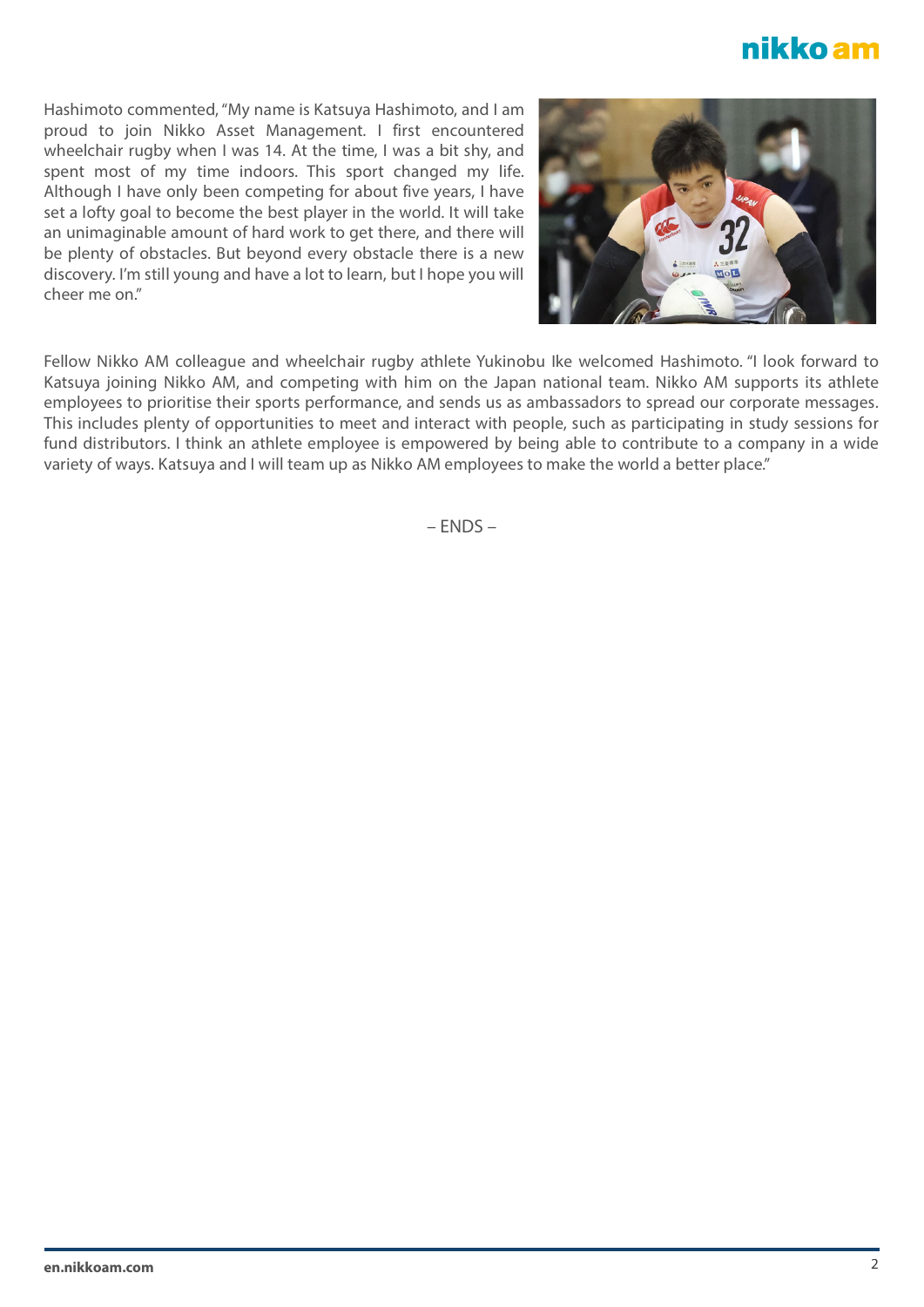Hashimoto commented, "My name is Katsuya Hashimoto, and I am proud to join Nikko Asset Management. I first encountered wheelchair rugby when I was 14. At the time, I was a bit shy, and spent most of my time indoors. This sport changed my life. Although I have only been competing for about five years, I have set a lofty goal to become the best player in the world. It will take an unimaginable amount of hard work to get there, and there will be plenty of obstacles. But beyond every obstacle there is a new discovery. I'm still young and have a lot to learn, but I hope you will cheer me on."

Fellow Nikko AM colleague and wheelchair rugby athlete Yukinobu Ike welcomed Hashimoto. "I look forward to Katsuya joining Nikko AM, and competing with him on the Japan national team. Nikko AM supports its athlete employees to prioritise their sports performance, and sends us as ambassadors to spread our corporate messages. This includes plenty of opportunities to meet and interact with people, such as participating in study sessions for fund distributors. I think an athlete employee is empowered by being able to contribute to a company in a wide variety of ways. Katsuya and I will team up as Nikko AM employees to make the world a better place."

– ENDS –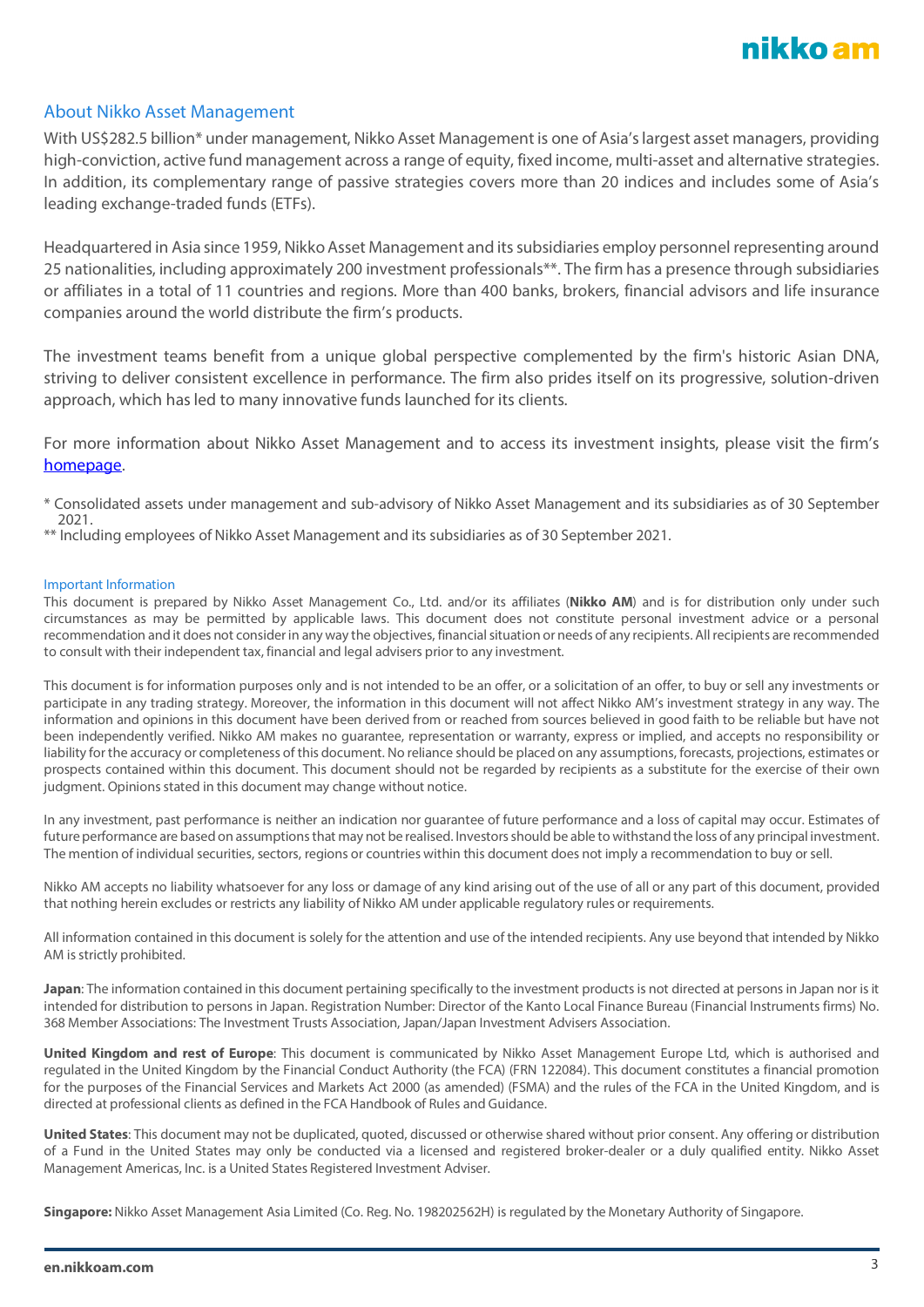## About Nikko Asset Management

With US$282.5 billion* under management, Nikko Asset Management is one of Asia's largest asset managers, providing high-conviction, active fund management across a range of equity, fixed income, multi-asset and alternative strategies. In addition, its complementary range of passive strategies covers more than 20 indices and includes some of Asia's leading exchange-traded funds (ETFs).

Headquartered in Asia since 1959, Nikko Asset Management and its subsidiaries employ personnel representing around 25 nationalities, including approximately 200 investment professionals**. The firm has a presence through subsidiaries or affiliates in a total of 11 countries and regions. More than 400 banks, brokers, financial advisors and life insurance companies around the world distribute the firm's products.

The investment teams benefit from a unique global perspective complemented by the firm's historic Asian DNA, striving to deliver consistent excellence in performance. The firm also prides itself on its progressive, solution-driven approach, which has led to many innovative funds launched for its clients.

For more information about Nikko Asset Management and to access its investment insights, please visit the firm's homepage.

\* Consolidated assets under management and sub-advisory of Nikko Asset Management and its subsidiaries as of 30 September 2021.

\** Including employees of Nikko Asset Management and its subsidiaries as of 30 September 2021.

### Important Information

This document is prepared by Nikko Asset Management Co., Ltd. and/or its affiliates (**Nikko AM**) and is for distribution only under such circumstances as may be permitted by applicable laws. This document does not constitute personal investment advice or a personal recommendation and it does not consider in any way the objectives, financial situation or needs of any recipients. All recipients are recommended to consult with their independent tax, financial and legal advisers prior to any investment.

This document is for information purposes only and is not intended to be an offer, or a solicitation of an offer, to buy or sell any investments or participate in any trading strategy. Moreover, the information in this document will not affect Nikko AM's investment strategy in any way. The information and opinions in this document have been derived from or reached from sources believed in good faith to be reliable but have not been independently verified. Nikko AM makes no guarantee, representation or warranty, express or implied, and accepts no responsibility or liability for the accuracy or completeness of this document. No reliance should be placed on any assumptions, forecasts, projections, estimates or prospects contained within this document. This document should not be regarded by recipients as a substitute for the exercise of their own judgment. Opinions stated in this document may change without notice.

In any investment, past performance is neither an indication nor guarantee of future performance and a loss of capital may occur. Estimates of future performance are based on assumptions that may not be realised. Investors should be able to withstand the loss of any principal investment. The mention of individual securities, sectors, regions or countries within this document does not imply a recommendation to buy or sell.

Nikko AM accepts no liability whatsoever for any loss or damage of any kind arising out of the use of all or any part of this document, provided that nothing herein excludes or restricts any liability of Nikko AM under applicable regulatory rules or requirements.

All information contained in this document is solely for the attention and use of the intended recipients. Any use beyond that intended by Nikko AM is strictly prohibited.

**Japan**: The information contained in this document pertaining specifically to the investment products is not directed at persons in Japan nor is it intended for distribution to persons in Japan. Registration Number: Director of the Kanto Local Finance Bureau (Financial Instruments firms) No. 368 Member Associations: The Investment Trusts Association, Japan/Japan Investment Advisers Association.

**United Kingdom and rest of Europe**: This document is communicated by Nikko Asset Management Europe Ltd, which is authorised and regulated in the United Kingdom by the Financial Conduct Authority (the FCA) (FRN 122084). This document constitutes a financial promotion for the purposes of the Financial Services and Markets Act 2000 (as amended) (FSMA) and the rules of the FCA in the United Kingdom, and is directed at professional clients as defined in the FCA Handbook of Rules and Guidance.

**United States**: This document may not be duplicated, quoted, discussed or otherwise shared without prior consent. Any offering or distribution of a Fund in the United States may only be conducted via a licensed and registered broker-dealer or a duly qualified entity. Nikko Asset Management Americas, Inc. is a United States Registered Investment Adviser.

**Singapore:** Nikko Asset Management Asia Limited (Co. Reg. No. 198202562H) is regulated by the Monetary Authority of Singapore.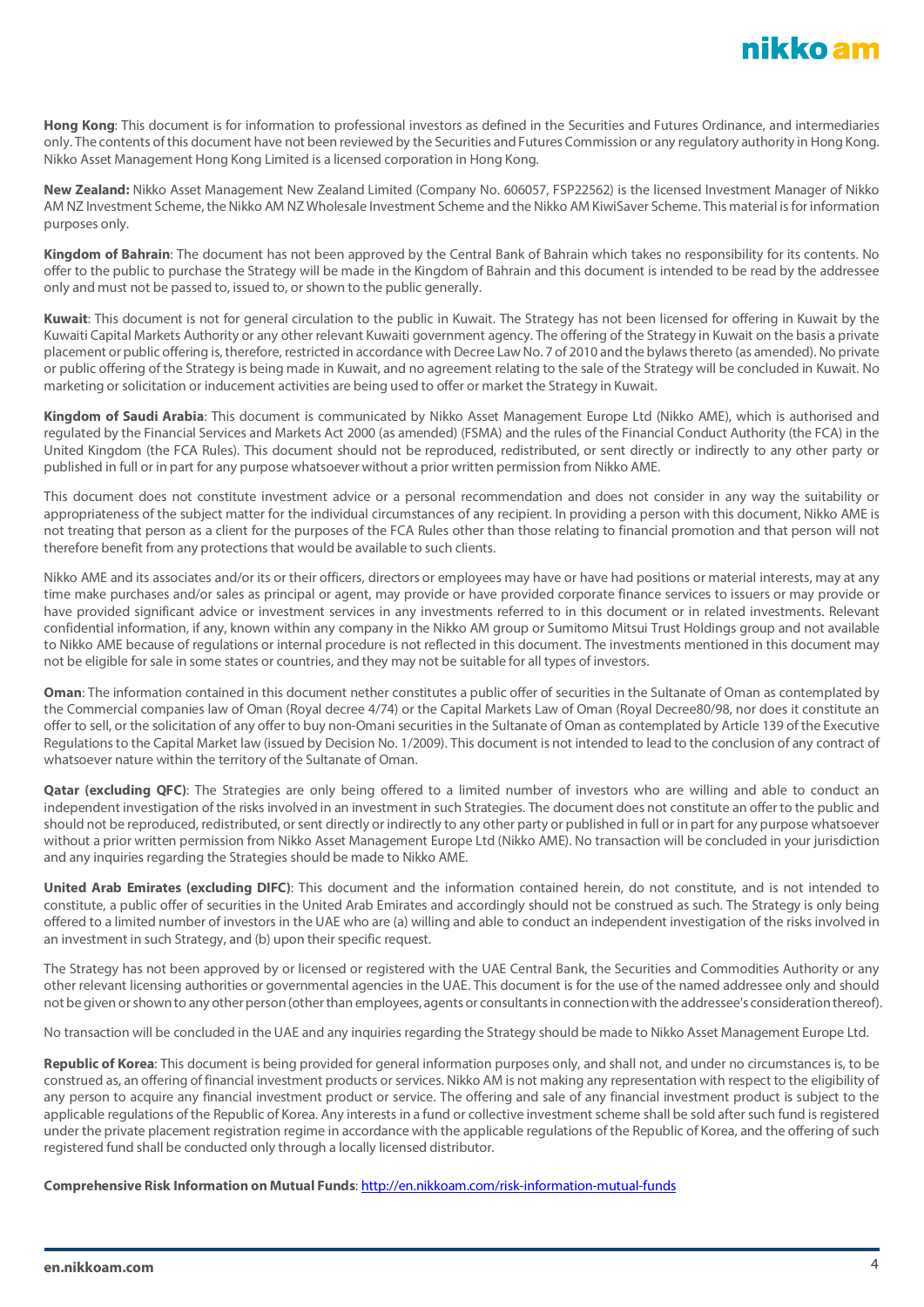**Hong Kong**: This document is for information to professional investors as defined in the Securities and Futures Ordinance, and intermediaries only. The contents of this document have not been reviewed by the Securities and Futures Commission or any regulatory authority in Hong Kong. Nikko Asset Management Hong Kong Limited is a licensed corporation in Hong Kong.

**New Zealand:** Nikko Asset Management New Zealand Limited (Company No. 606057, FSP22562) is the licensed Investment Manager of Nikko AM NZ Investment Scheme, the Nikko AM NZ Wholesale Investment Scheme and the Nikko AM KiwiSaver Scheme. This material is for information purposes only.

**Kingdom of Bahrain**: The document has not been approved by the Central Bank of Bahrain which takes no responsibility for its contents. No offer to the public to purchase the Strategy will be made in the Kingdom of Bahrain and this document is intended to be read by the addressee only and must not be passed to, issued to, or shown to the public generally.

**Kuwait**: This document is not for general circulation to the public in Kuwait. The Strategy has not been licensed for offering in Kuwait by the Kuwaiti Capital Markets Authority or any other relevant Kuwaiti government agency. The offering of the Strategy in Kuwait on the basis a private placement or public offering is, therefore, restricted in accordance with Decree Law No. 7 of 2010 and the bylaws thereto (as amended). No private or public offering of the Strategy is being made in Kuwait, and no agreement relating to the sale of the Strategy will be concluded in Kuwait. No marketing or solicitation or inducement activities are being used to offer or market the Strategy in Kuwait.

**Kingdom of Saudi Arabia**: This document is communicated by Nikko Asset Management Europe Ltd (Nikko AME), which is authorised and regulated by the Financial Services and Markets Act 2000 (as amended) (FSMA) and the rules of the Financial Conduct Authority (the FCA) in the United Kingdom (the FCA Rules). This document should not be reproduced, redistributed, or sent directly or indirectly to any other party or published in full or in part for any purpose whatsoever without a prior written permission from Nikko AME.

This document does not constitute investment advice or a personal recommendation and does not consider in any way the suitability or appropriateness of the subject matter for the individual circumstances of any recipient. In providing a person with this document, Nikko AME is not treating that person as a client for the purposes of the FCA Rules other than those relating to financial promotion and that person will not therefore benefit from any protections that would be available to such clients.

Nikko AME and its associates and/or its or their officers, directors or employees may have or have had positions or material interests, may at any time make purchases and/or sales as principal or agent, may provide or have provided corporate finance services to issuers or may provide or have provided significant advice or investment services in any investments referred to in this document or in related investments. Relevant confidential information, if any, known within any company in the Nikko AM group or Sumitomo Mitsui Trust Holdings group and not available to Nikko AME because of regulations or internal procedure is not reflected in this document. The investments mentioned in this document may not be eligible for sale in some states or countries, and they may not be suitable for all types of investors.

**Oman**: The information contained in this document nether constitutes a public offer of securities in the Sultanate of Oman as contemplated by the Commercial companies law of Oman (Royal decree 4/74) or the Capital Markets Law of Oman (Royal Decree80/98, nor does it constitute an offer to sell, or the solicitation of any offer to buy non-Omani securities in the Sultanate of Oman as contemplated by Article 139 of the Executive Regulations to the Capital Market law (issued by Decision No. 1/2009). This document is not intended to lead to the conclusion of any contract of whatsoever nature within the territory of the Sultanate of Oman.

**Qatar (excluding QFC)**: The Strategies are only being offered to a limited number of investors who are willing and able to conduct an independent investigation of the risks involved in an investment in such Strategies. The document does not constitute an offer to the public and should not be reproduced, redistributed, or sent directly or indirectly to any other party or published in full or in part for any purpose whatsoever without a prior written permission from Nikko Asset Management Europe Ltd (Nikko AME). No transaction will be concluded in your jurisdiction and any inquiries regarding the Strategies should be made to Nikko AME.

**United Arab Emirates (excluding DIFC)**: This document and the information contained herein, do not constitute, and is not intended to constitute, a public offer of securities in the United Arab Emirates and accordingly should not be construed as such. The Strategy is only being offered to a limited number of investors in the UAE who are (a) willing and able to conduct an independent investigation of the risks involved in an investment in such Strategy, and (b) upon their specific request.

The Strategy has not been approved by or licensed or registered with the UAE Central Bank, the Securities and Commodities Authority or any other relevant licensing authorities or governmental agencies in the UAE. This document is for the use of the named addressee only and should not be given or shown to any other person (other than employees, agents or consultants in connection with the addressee's consideration thereof).

No transaction will be concluded in the UAE and any inquiries regarding the Strategy should be made to Nikko Asset Management Europe Ltd.

**Republic of Korea**: This document is being provided for general information purposes only, and shall not, and under no circumstances is, to be construed as, an offering of financial investment products or services. Nikko AM is not making any representation with respect to the eligibility of any person to acquire any financial investment product or service. The offering and sale of any financial investment product is subject to the applicable regulations of the Republic of Korea. Any interests in a fund or collective investment scheme shall be sold after such fund is registered under the private placement registration regime in accordance with the applicable regulations of the Republic of Korea, and the offering of such registered fund shall be conducted only through a locally licensed distributor.

**Comprehensive Risk Information on Mutual Funds**: [http://en.nikkoam.com/risk-information-mutual-funds](http://en.nikkoam.com/risk-information-mutual-funds)